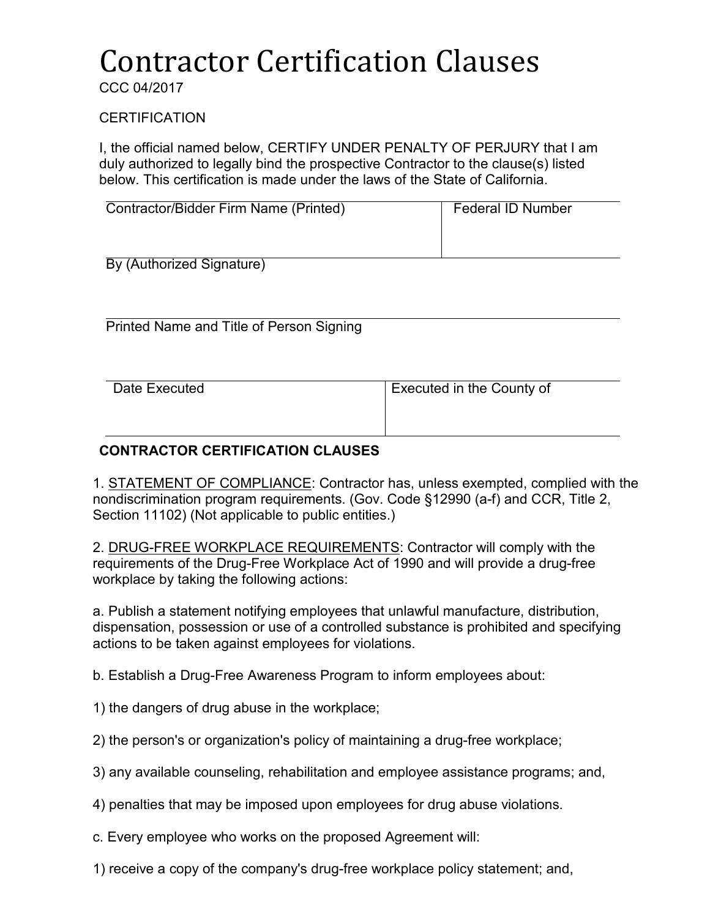# Contractor Certification Clauses

CCC 04/2017

CERTIFICATION

I, the official named below, CERTIFY UNDER PENALTY OF PERJURY that I am duly authorized to legally bind the prospective Contractor to the clause(s) listed below. This certification is made under the laws of the State of California.

| Contractor/Bidder Firm Name (Printed) | Federal ID Number |
| --- | --- |
| | |

| By (Authorized Signature) |
| --- |
| |

| Printed Name and Title of Person Signing |
| --- |
| |

| Date Executed | Executed in the County of |
| --- | --- |
| | |

**CONTRACTOR CERTIFICATION CLAUSES**

1. STATEMENT OF COMPLIANCE: Contractor has, unless exempted, complied with the nondiscrimination program requirements. (Gov. Code §12990 (a-f) and CCR, Title 2, Section 11102) (Not applicable to public entities.)

2. DRUG-FREE WORKPLACE REQUIREMENTS: Contractor will comply with the requirements of the Drug-Free Workplace Act of 1990 and will provide a drug-free workplace by taking the following actions:

a. Publish a statement notifying employees that unlawful manufacture, distribution, dispensation, possession or use of a controlled substance is prohibited and specifying actions to be taken against employees for violations.

b. Establish a Drug-Free Awareness Program to inform employees about:

1) the dangers of drug abuse in the workplace;

2) the person's or organization's policy of maintaining a drug-free workplace;

3) any available counseling, rehabilitation and employee assistance programs; and,

4) penalties that may be imposed upon employees for drug abuse violations.

c. Every employee who works on the proposed Agreement will:

1) receive a copy of the company's drug-free workplace policy statement; and,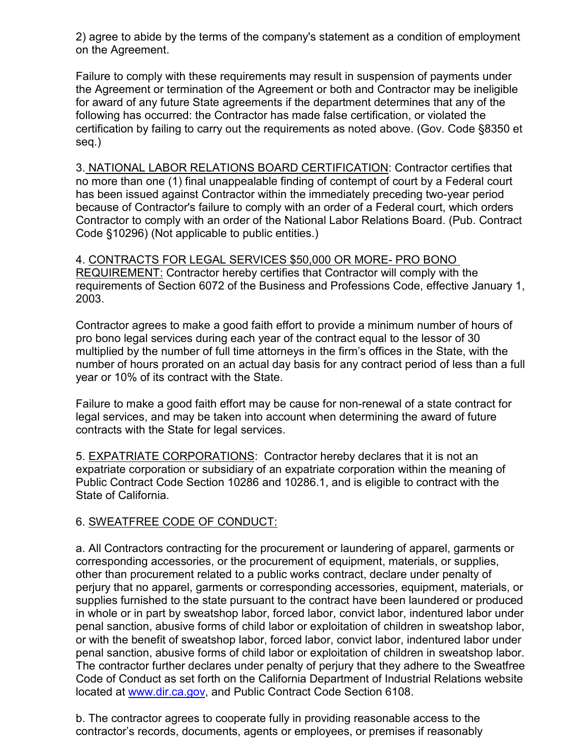2) agree to abide by the terms of the company's statement as a condition of employment on the Agreement.

Failure to comply with these requirements may result in suspension of payments under the Agreement or termination of the Agreement or both and Contractor may be ineligible for award of any future State agreements if the department determines that any of the following has occurred: the Contractor has made false certification, or violated the certification by failing to carry out the requirements as noted above. (Gov. Code §8350 et seq.)

3. NATIONAL LABOR RELATIONS BOARD CERTIFICATION: Contractor certifies that no more than one (1) final unappealable finding of contempt of court by a Federal court has been issued against Contractor within the immediately preceding two-year period because of Contractor's failure to comply with an order of a Federal court, which orders Contractor to comply with an order of the National Labor Relations Board. (Pub. Contract Code §10296) (Not applicable to public entities.)

4. CONTRACTS FOR LEGAL SERVICES $50,000 OR MORE- PRO BONO REQUIREMENT: Contractor hereby certifies that Contractor will comply with the requirements of Section 6072 of the Business and Professions Code, effective January 1, 2003.

Contractor agrees to make a good faith effort to provide a minimum number of hours of pro bono legal services during each year of the contract equal to the lessor of 30 multiplied by the number of full time attorneys in the firm's offices in the State, with the number of hours prorated on an actual day basis for any contract period of less than a full year or 10% of its contract with the State.

Failure to make a good faith effort may be cause for non-renewal of a state contract for legal services, and may be taken into account when determining the award of future contracts with the State for legal services.

5. EXPATRIATE CORPORATIONS: Contractor hereby declares that it is not an expatriate corporation or subsidiary of an expatriate corporation within the meaning of Public Contract Code Section 10286 and 10286.1, and is eligible to contract with the State of California.

6. SWEATFREE CODE OF CONDUCT:

a. All Contractors contracting for the procurement or laundering of apparel, garments or corresponding accessories, or the procurement of equipment, materials, or supplies, other than procurement related to a public works contract, declare under penalty of perjury that no apparel, garments or corresponding accessories, equipment, materials, or supplies furnished to the state pursuant to the contract have been laundered or produced in whole or in part by sweatshop labor, forced labor, convict labor, indentured labor under penal sanction, abusive forms of child labor or exploitation of children in sweatshop labor, or with the benefit of sweatshop labor, forced labor, convict labor, indentured labor under penal sanction, abusive forms of child labor or exploitation of children in sweatshop labor. The contractor further declares under penalty of perjury that they adhere to the Sweatfree Code of Conduct as set forth on the California Department of Industrial Relations website located at www.dir.ca.gov, and Public Contract Code Section 6108.

b. The contractor agrees to cooperate fully in providing reasonable access to the contractor's records, documents, agents or employees, or premises if reasonably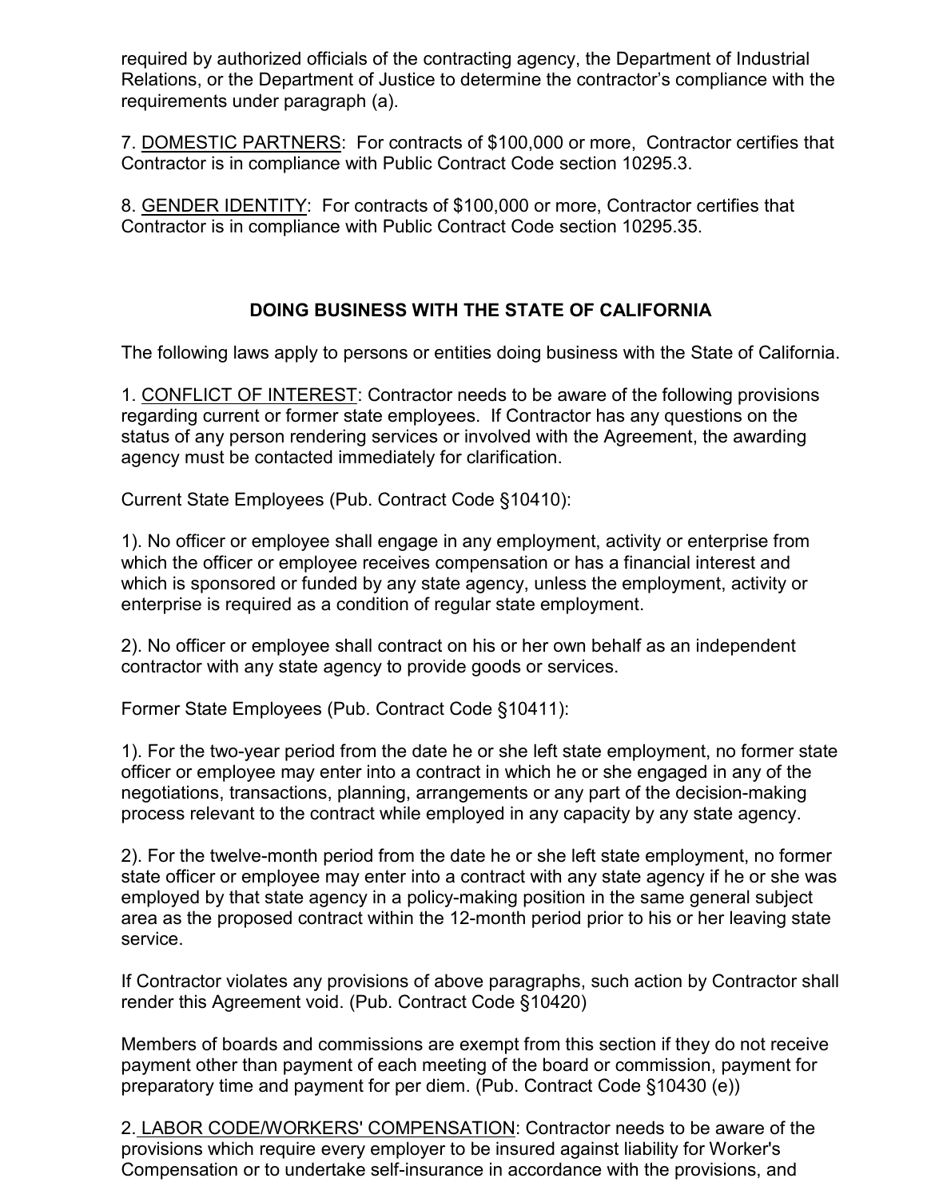required by authorized officials of the contracting agency, the Department of Industrial Relations, or the Department of Justice to determine the contractor's compliance with the requirements under paragraph (a).

7. DOMESTIC PARTNERS: For contracts of $100,000 or more, Contractor certifies that Contractor is in compliance with Public Contract Code section 10295.3.

8. GENDER IDENTITY: For contracts of $100,000 or more, Contractor certifies that Contractor is in compliance with Public Contract Code section 10295.35.

## DOING BUSINESS WITH THE STATE OF CALIFORNIA

The following laws apply to persons or entities doing business with the State of California.

1. CONFLICT OF INTEREST: Contractor needs to be aware of the following provisions regarding current or former state employees. If Contractor has any questions on the status of any person rendering services or involved with the Agreement, the awarding agency must be contacted immediately for clarification.

Current State Employees (Pub. Contract Code §10410):

1). No officer or employee shall engage in any employment, activity or enterprise from which the officer or employee receives compensation or has a financial interest and which is sponsored or funded by any state agency, unless the employment, activity or enterprise is required as a condition of regular state employment.

2). No officer or employee shall contract on his or her own behalf as an independent contractor with any state agency to provide goods or services.

Former State Employees (Pub. Contract Code §10411):

1). For the two-year period from the date he or she left state employment, no former state officer or employee may enter into a contract in which he or she engaged in any of the negotiations, transactions, planning, arrangements or any part of the decision-making process relevant to the contract while employed in any capacity by any state agency.

2). For the twelve-month period from the date he or she left state employment, no former state officer or employee may enter into a contract with any state agency if he or she was employed by that state agency in a policy-making position in the same general subject area as the proposed contract within the 12-month period prior to his or her leaving state service.

If Contractor violates any provisions of above paragraphs, such action by Contractor shall render this Agreement void. (Pub. Contract Code §10420)

Members of boards and commissions are exempt from this section if they do not receive payment other than payment of each meeting of the board or commission, payment for preparatory time and payment for per diem. (Pub. Contract Code §10430 (e))

2. LABOR CODE/WORKERS' COMPENSATION: Contractor needs to be aware of the provisions which require every employer to be insured against liability for Worker's Compensation or to undertake self-insurance in accordance with the provisions, and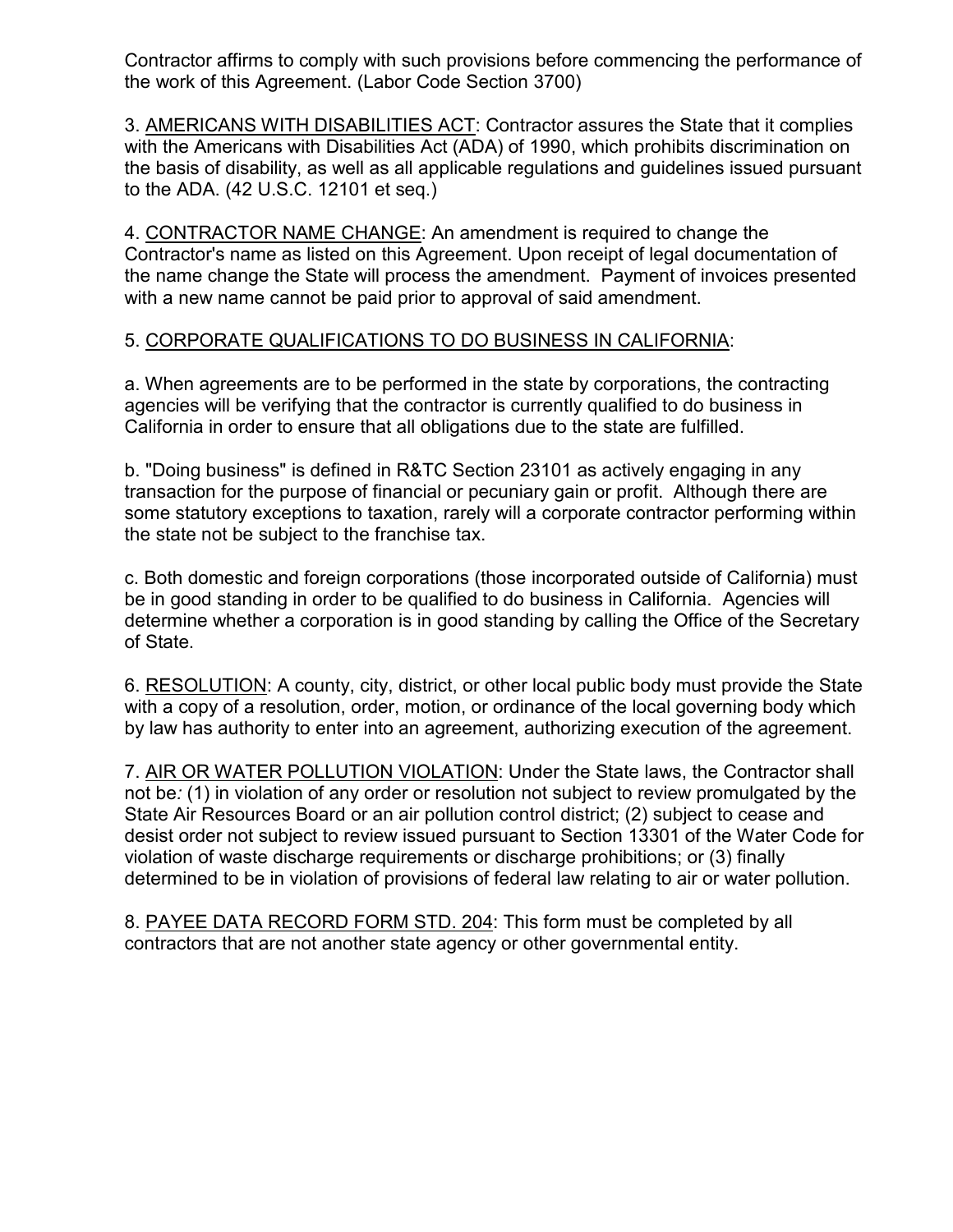Contractor affirms to comply with such provisions before commencing the performance of the work of this Agreement. (Labor Code Section 3700)

3. <u>AMERICANS WITH DISABILITIES ACT</u>: Contractor assures the State that it complies with the Americans with Disabilities Act (ADA) of 1990, which prohibits discrimination on the basis of disability, as well as all applicable regulations and guidelines issued pursuant to the ADA. (42 U.S.C. 12101 et seq.)

4. <u>CONTRACTOR NAME CHANGE</u>: An amendment is required to change the Contractor's name as listed on this Agreement. Upon receipt of legal documentation of the name change the State will process the amendment. Payment of invoices presented with a new name cannot be paid prior to approval of said amendment.

5. <u>CORPORATE QUALIFICATIONS TO DO BUSINESS IN CALIFORNIA</u>:

a. When agreements are to be performed in the state by corporations, the contracting agencies will be verifying that the contractor is currently qualified to do business in California in order to ensure that all obligations due to the state are fulfilled.

b. "Doing business" is defined in R&TC Section 23101 as actively engaging in any transaction for the purpose of financial or pecuniary gain or profit. Although there are some statutory exceptions to taxation, rarely will a corporate contractor performing within the state not be subject to the franchise tax.

c. Both domestic and foreign corporations (those incorporated outside of California) must be in good standing in order to be qualified to do business in California. Agencies will determine whether a corporation is in good standing by calling the Office of the Secretary of State.

6. <u>RESOLUTION</u>: A county, city, district, or other local public body must provide the State with a copy of a resolution, order, motion, or ordinance of the local governing body which by law has authority to enter into an agreement, authorizing execution of the agreement.

7. <u>AIR OR WATER POLLUTION VIOLATION</u>: Under the State laws, the Contractor shall not be*:* (1) in violation of any order or resolution not subject to review promulgated by the State Air Resources Board or an air pollution control district; (2) subject to cease and desist order not subject to review issued pursuant to Section 13301 of the Water Code for violation of waste discharge requirements or discharge prohibitions; or (3) finally determined to be in violation of provisions of federal law relating to air or water pollution.

8. <u>PAYEE DATA RECORD FORM STD. 204</u>: This form must be completed by all contractors that are not another state agency or other governmental entity.